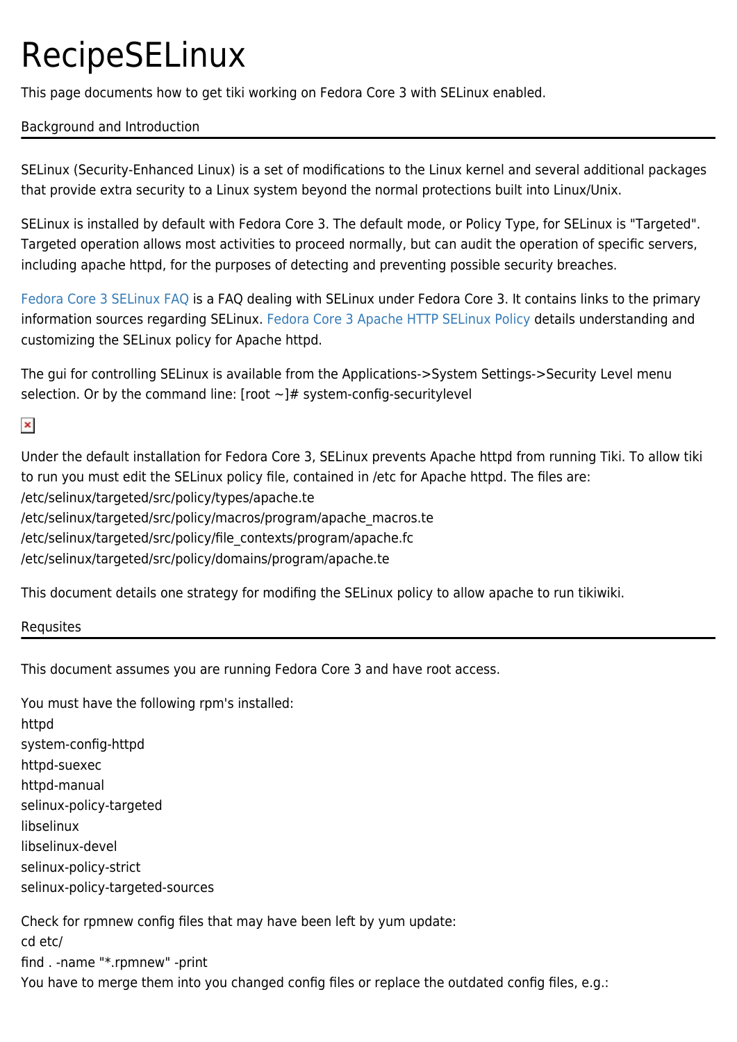# RecipeSELinux

This page documents how to get tiki working on Fedora Core 3 with SELinux enabled.

## Background and Introduction

SELinux (Security-Enhanced Linux) is a set of modifications to the Linux kernel and several additional packages that provide extra security to a Linux system beyond the normal protections built into Linux/Unix.

SELinux is installed by default with Fedora Core 3. The default mode, or Policy Type, for SELinux is "Targeted". Targeted operation allows most activities to proceed normally, but can audit the operation of specific servers, including apache httpd, for the purposes of detecting and preventing possible security breaches.

Fedora Core 3 SELinux FAQ is a FAQ dealing with SELinux under Fedora Core 3. It contains links to the primary information sources regarding SELinux. Fedora Core 3 Apache HTTP SELinux Policy details understanding and customizing the SELinux policy for Apache httpd.

The gui for controlling SELinux is available from the Applications->System Settings->Security Level menu selection. Or by the command line: [root ~]# system-config-securitylevel

Under the default installation for Fedora Core 3, SELinux prevents Apache httpd from running Tiki. To allow tiki to run you must edit the SELinux policy file, contained in /etc for Apache httpd. The files are:
/etc/selinux/targeted/src/policy/types/apache.te
/etc/selinux/targeted/src/policy/macros/program/apache_macros.te
/etc/selinux/targeted/src/policy/file_contexts/program/apache.fc
/etc/selinux/targeted/src/policy/domains/program/apache.te

This document details one strategy for modifing the SELinux policy to allow apache to run tikiwiki.

## Requsites

This document assumes you are running Fedora Core 3 and have root access.

You must have the following rpm's installed:
httpd
system-config-httpd
httpd-suexec
httpd-manual
selinux-policy-targeted
libselinux
libselinux-devel
selinux-policy-strict
selinux-policy-targeted-sources

Check for rpmnew config files that may have been left by yum update:
cd etc/
find . -name "*.rpmnew" -print
You have to merge them into you changed config files or replace the outdated config files, e.g.: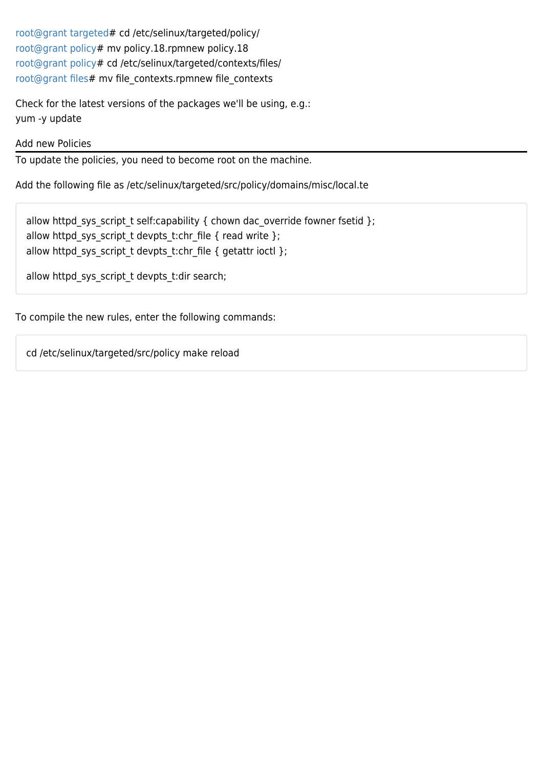root@grant targeted# cd /etc/selinux/targeted/policy/
root@grant policy# mv policy.18.rpmnew policy.18
root@grant policy# cd /etc/selinux/targeted/contexts/files/
root@grant files# mv file_contexts.rpmnew file_contexts

Check for the latest versions of the packages we'll be using, e.g.:
yum -y update

## Add new Policies

To update the policies, you need to become root on the machine.

Add the following file as /etc/selinux/targeted/src/policy/domains/misc/local.te

```
allow httpd_sys_script_t self:capability { chown dac_override fowner fsetid };
allow httpd_sys_script_t devpts_t:chr_file { read write };
allow httpd_sys_script_t devpts_t:chr_file { getattr ioctl };

allow httpd_sys_script_t devpts_t:dir search;
```

To compile the new rules, enter the following commands:

```
cd /etc/selinux/targeted/src/policy make reload
```